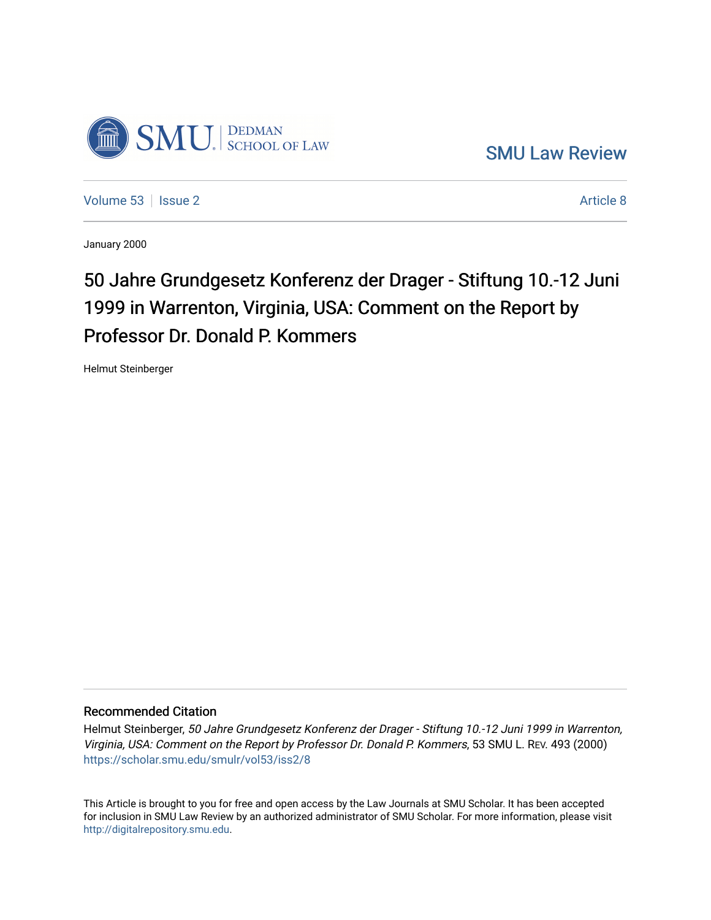SMU Law Review

Volume 53 | Issue 2 | Article 8

January 2000

# 50 Jahre Grundgesetz Konferenz der Drager - Stiftung 10.-12 Juni 1999 in Warrenton, Virginia, USA: Comment on the Report by Professor Dr. Donald P. Kommers

Helmut Steinberger

## Recommended Citation

Helmut Steinberger, *50 Jahre Grundgesetz Konferenz der Drager - Stiftung 10.-12 Juni 1999 in Warrenton, Virginia, USA: Comment on the Report by Professor Dr. Donald P. Kommers*, 53 SMU L. REV. 493 (2000)
https://scholar.smu.edu/smulr/vol53/iss2/8

This Article is brought to you for free and open access by the Law Journals at SMU Scholar. It has been accepted for inclusion in SMU Law Review by an authorized administrator of SMU Scholar. For more information, please visit http://digitalrepository.smu.edu.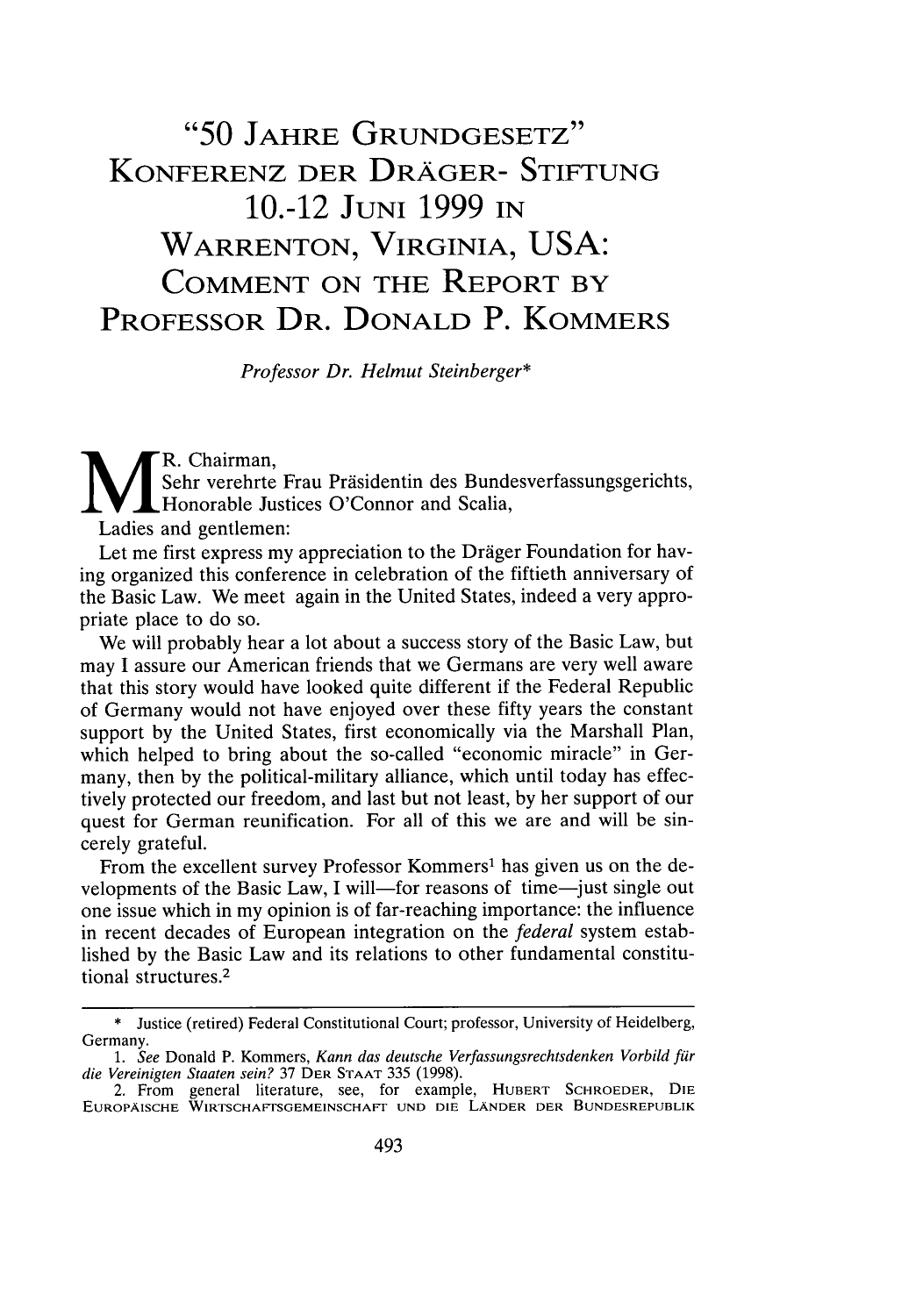# "50 JAHRE GRUNDGESETZ" KONFERENZ DER DRÄGER- STIFTUNG 10.-12 JUNI 1999 IN WARRENTON, VIRGINIA, USA: COMMENT ON THE REPORT BY PROFESSOR DR. DONALD P. KOMMERS

*Professor Dr. Helmut Steinberger\**

MR. Chairman,
Sehr verehrte Frau Präsidentin des Bundesverfassungsgerichts,
Honorable Justices O'Connor and Scalia,
Ladies and gentlemen:

Let me first express my appreciation to the Dräger Foundation for having organized this conference in celebration of the fiftieth anniversary of the Basic Law. We meet again in the United States, indeed a very appropriate place to do so.

We will probably hear a lot about a success story of the Basic Law, but may I assure our American friends that we Germans are very well aware that this story would have looked quite different if the Federal Republic of Germany would not have enjoyed over these fifty years the constant support by the United States, first economically via the Marshall Plan, which helped to bring about the so-called "economic miracle" in Germany, then by the political-military alliance, which until today has effectively protected our freedom, and last but not least, by her support of our quest for German reunification. For all of this we are and will be sincerely grateful.

From the excellent survey Professor Kommers[1] has given us on the developments of the Basic Law, I will—for reasons of time—just single out one issue which in my opinion is of far-reaching importance: the influence in recent decades of European integration on the *federal* system established by the Basic Law and its relations to other fundamental constitutional structures.[2]

---

\* Justice (retired) Federal Constitutional Court; professor, University of Heidelberg, Germany.

1. *See* Donald P. Kommers, *Kann das deutsche Verfassungsrechtsdenken Vorbild für die Vereinigten Staaten sein?* 37 DER STAAT 335 (1998).

2. From general literature, see, for example, HUBERT SCHROEDER, DIE EUROPÄISCHE WIRTSCHAFTSGEMEINSCHAFT UND DIE LÄNDER DER BUNDESREPUBLIK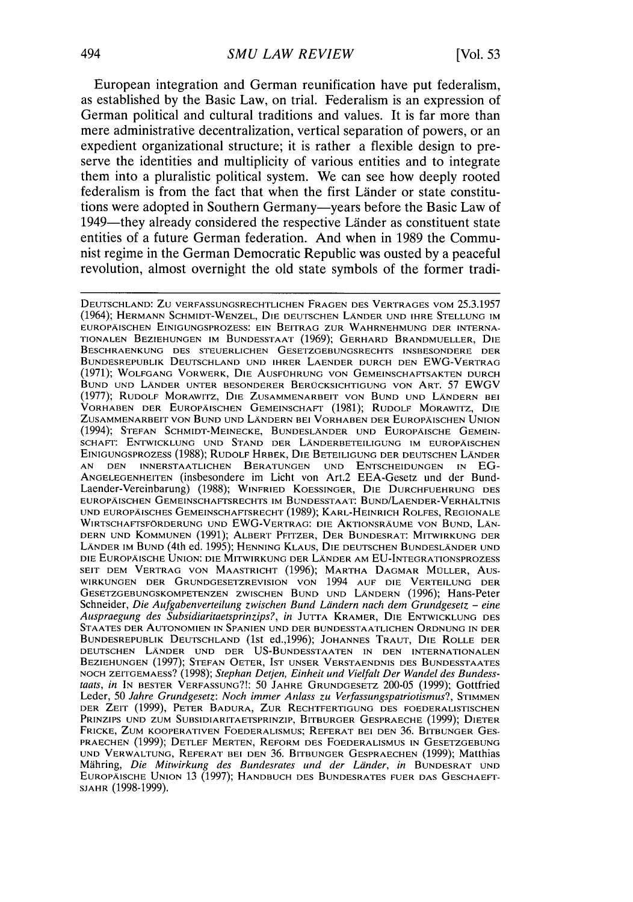European integration and German reunification have put federalism, as established by the Basic Law, on trial. Federalism is an expression of German political and cultural traditions and values. It is far more than mere administrative decentralization, vertical separation of powers, or an expedient organizational structure; it is rather a flexible design to preserve the identities and multiplicity of various entities and to integrate them into a pluralistic political system. We can see how deeply rooted federalism is from the fact that when the first Länder or state constitutions were adopted in Southern Germany—years before the Basic Law of 1949—they already considered the respective Länder as constituent state entities of a future German federation. And when in 1989 the Communist regime in the German Democratic Republic was ousted by a peaceful revolution, almost overnight the old state symbols of the former tradi-

---

DEUTSCHLAND: ZU VERFASSUNGSRECHTLICHEN FRAGEN DES VERTRAGES VOM 25.3.1957 (1964); HERMANN SCHMIDT-WENZEL, DIE DEUTSCHEN LÄNDER UND IHRE STELLUNG IM EUROPÄISCHEN EINIGUNGSPROZESS: EIN BEITRAG ZUR WAHRNEHMUNG DER INTERNATIONALEN BEZIEHUNGEN IM BUNDESSTAAT (1969); GERHARD BRANDMUELLER, DIE BESCHRAENKUNG DES STEUERLICHEN GESETZGEBUNGSRECHTS INSBESONDERE DER BUNDESREPUBLIK DEUTSCHLAND UND IHRER LAENDER DURCH DEN EWG-VERTRAG (1971); WOLFGANG VORWERK, DIE AUSFÜHRUNG VON GEMEINSCHAFTSAKTEN DURCH BUND UND LÄNDER UNTER BESONDERER BERÜCKSICHTIGUNG VON ART. 57 EWGV (1977); RUDOLF MORAWITZ, DIE ZUSAMMENARBEIT VON BUND UND LÄNDERN BEI VORHABEN DER EUROPÄISCHEN GEMEINSCHAFT (1981); RUDOLF MORAWITZ, DIE ZUSAMMENARBEIT VON BUND UND LÄNDERN BEI VORHABEN DER EUROPÄISCHEN UNION (1994); STEFAN SCHMIDT-MEINECKE, BUNDESLÄNDER UND EUROPÄISCHE GEMEINSCHAFT: ENTWICKLUNG UND STAND DER LÄNDERBETEILIGUNG IM EUROPÄISCHEN EINIGUNGSPROZESS (1988); RUDOLF HRBEK, DIE BETEILIGUNG DER DEUTSCHEN LÄNDER AN DEN INNERSTAATLICHEN BERATUNGEN UND ENTSCHEIDUNGEN IN EG-ANGELEGENHEITEN (insbesondere im Licht von Art.2 EEA-Gesetz und der Bund-Laender-Vereinbarung) (1988); WINFRIED KOESSINGER, DIE DURCHFUEHRUNG DES EUROPÄISCHEN GEMEINSCHAFTSRECHTS IM BUNDESSTAAT: BUND/LAENDER-VERHÄLTNIS UND EUROPÄISCHES GEMEINSCHAFTSRECHT (1989); KARL-HEINRICH ROLFES, REGIONALE WIRTSCHAFTSFÖRDERUNG UND EWG-VERTRAG: DIE AKTIONSRÄUME VON BUND, LÄNDERN UND KOMMUNEN (1991); ALBERT PFITZER, DER BUNDESRAT: MITWIRKUNG DER LÄNDER IM BUND (4th ed. 1995); HENNING KLAUS, DIE DEUTSCHEN BUNDESLÄNDER UND DIE EUROPÄISCHE UNION: DIE MITWIRKUNG DER LÄNDER AM EU-INTEGRATIONSPROZESS SEIT DEM VERTRAG VON MAASTRICHT (1996); MARTHA DAGMAR MÜLLER, AUSWIRKUNGEN DER GRUNDGESETZREVISION VON 1994 AUF DIE VERTEILUNG DER GESETZGEBUNGSKOMPETENZEN ZWISCHEN BUND UND LÄNDERN (1996); Hans-Peter Schneider, *Die Aufgabenverteilung zwischen Bund Ländern nach dem Grundgesetz – eine Auspraegung des Subsidiaritaetsprinzips?*, *in* JUTTA KRAMER, DIE ENTWICKLUNG DES STAATES DER AUTONOMIEN IN SPANIEN UND DER BUNDESSTAATLICHEN ORDNUNG IN DER BUNDESREPUBLIK DEUTSCHLAND (1st ed.,1996); JOHANNES TRAUT, DIE ROLLE DER DEUTSCHEN LÄNDER UND DER US-BUNDESSTAATEN IN DEN INTERNATIONALEN BEZIEHUNGEN (1997); STEFAN OETER, IST UNSER VERSTAENDNIS DES BUNDESSTAATES NOCH ZEITGEMAESS? (1998); *Stephan Detjen, Einheit und Vielfalt Der Wandel des Bundesstaats*, *in* IN BESTER VERFASSUNG?!: 50 JAHRE GRUNDGESETZ 200-05 (1999); Gottfried Leder, *50 Jahre Grundgesetz: Noch immer Anlass zu Verfassungspatriotismus?*, STIMMEN DER ZEIT (1999), PETER BADURA, ZUR RECHTFERTIGUNG DES FOEDERALISTISCHEN PRINZIPS UND ZUM SUBSIDIARITAETSPRINZIP, BITBURGER GESPRAECHE (1999); DIETER FRICKE, ZUM KOOPERATIVEN FOEDERALISMUS; REFERAT BEI DEN 36. BITBUNGER GESPRAECHEN (1999); DETLEF MERTEN, REFORM DES FOEDERALISMUS IN GESETZGEBUNG UND VERWALTUNG, REFERAT BEI DEN 36. BITBUNGER GESPRAECHEN (1999); Matthias Mähring, *Die Mitwirkung des Bundesrates und der Länder*, *in* BUNDESRAT UND EUROPÄISCHE UNION 13 (1997); HANDBUCH DES BUNDESRATES FUER DAS GESCHAEFTSJAHR (1998-1999).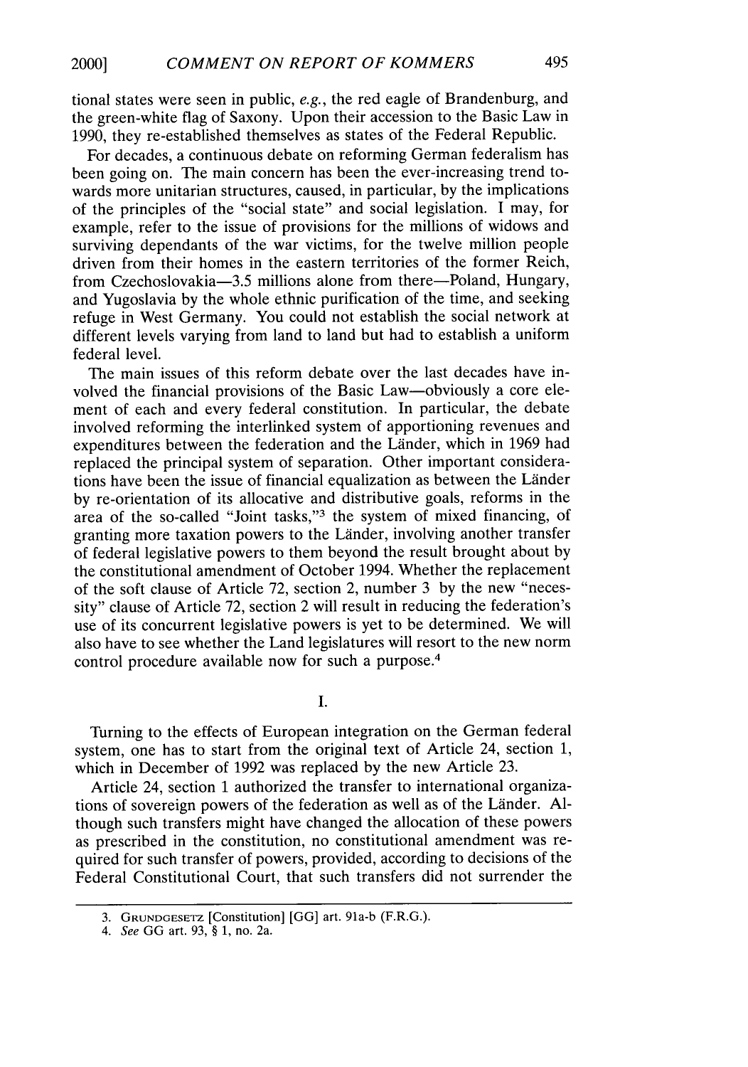tional states were seen in public, *e.g.*, the red eagle of Brandenburg, and the green-white flag of Saxony. Upon their accession to the Basic Law in 1990, they re-established themselves as states of the Federal Republic.

For decades, a continuous debate on reforming German federalism has been going on. The main concern has been the ever-increasing trend towards more unitarian structures, caused, in particular, by the implications of the principles of the "social state" and social legislation. I may, for example, refer to the issue of provisions for the millions of widows and surviving dependants of the war victims, for the twelve million people driven from their homes in the eastern territories of the former Reich, from Czechoslovakia—3.5 millions alone from there—Poland, Hungary, and Yugoslavia by the whole ethnic purification of the time, and seeking refuge in West Germany. You could not establish the social network at different levels varying from land to land but had to establish a uniform federal level.

The main issues of this reform debate over the last decades have involved the financial provisions of the Basic Law—obviously a core element of each and every federal constitution. In particular, the debate involved reforming the interlinked system of apportioning revenues and expenditures between the federation and the Länder, which in 1969 had replaced the principal system of separation. Other important considerations have been the issue of financial equalization as between the Länder by re-orientation of its allocative and distributive goals, reforms in the area of the so-called "Joint tasks,"[3] the system of mixed financing, of granting more taxation powers to the Länder, involving another transfer of federal legislative powers to them beyond the result brought about by the constitutional amendment of October 1994. Whether the replacement of the soft clause of Article 72, section 2, number 3 by the new "necessity" clause of Article 72, section 2 will result in reducing the federation's use of its concurrent legislative powers is yet to be determined. We will also have to see whether the Land legislatures will resort to the new norm control procedure available now for such a purpose.[4]

## I.

Turning to the effects of European integration on the German federal system, one has to start from the original text of Article 24, section 1, which in December of 1992 was replaced by the new Article 23.

Article 24, section 1 authorized the transfer to international organizations of sovereign powers of the federation as well as of the Länder. Although such transfers might have changed the allocation of these powers as prescribed in the constitution, no constitutional amendment was required for such transfer of powers, provided, according to decisions of the Federal Constitutional Court, that such transfers did not surrender the

---

3. GRUNDGESETZ [Constitution] [GG] art. 91a-b (F.R.G.).

4. *See* GG art. 93, § 1, no. 2a.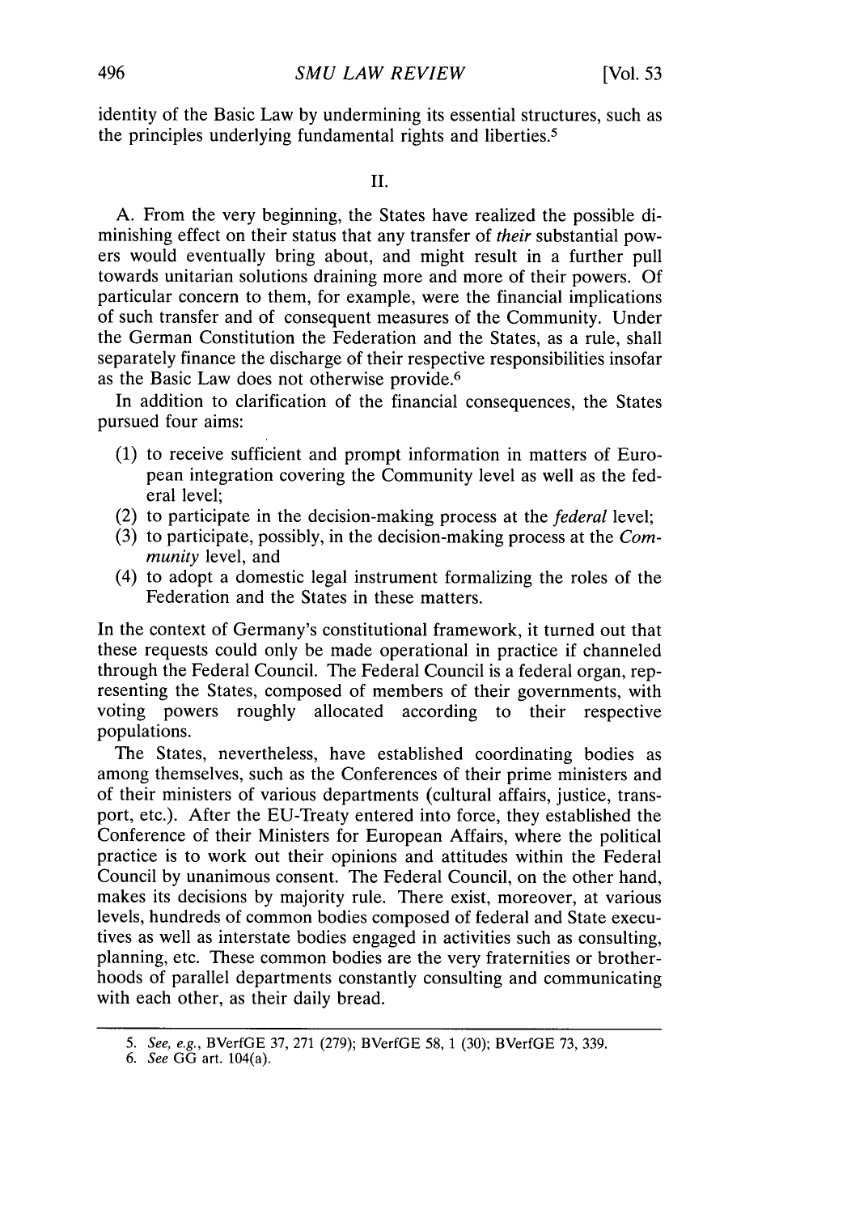identity of the Basic Law by undermining its essential structures, such as the principles underlying fundamental rights and liberties.[5]

## II.

A. From the very beginning, the States have realized the possible diminishing effect on their status that any transfer of *their* substantial powers would eventually bring about, and might result in a further pull towards unitarian solutions draining more and more of their powers. Of particular concern to them, for example, were the financial implications of such transfer and of consequent measures of the Community. Under the German Constitution the Federation and the States, as a rule, shall separately finance the discharge of their respective responsibilities insofar as the Basic Law does not otherwise provide.[6]

In addition to clarification of the financial consequences, the States pursued four aims:

(1) to receive sufficient and prompt information in matters of European integration covering the Community level as well as the federal level;
(2) to participate in the decision-making process at the *federal* level;
(3) to participate, possibly, in the decision-making process at the *Community* level, and
(4) to adopt a domestic legal instrument formalizing the roles of the Federation and the States in these matters.

In the context of Germany's constitutional framework, it turned out that these requests could only be made operational in practice if channeled through the Federal Council. The Federal Council is a federal organ, representing the States, composed of members of their governments, with voting powers roughly allocated according to their respective populations.

The States, nevertheless, have established coordinating bodies as among themselves, such as the Conferences of their prime ministers and of their ministers of various departments (cultural affairs, justice, transport, etc.). After the EU-Treaty entered into force, they established the Conference of their Ministers for European Affairs, where the political practice is to work out their opinions and attitudes within the Federal Council by unanimous consent. The Federal Council, on the other hand, makes its decisions by majority rule. There exist, moreover, at various levels, hundreds of common bodies composed of federal and State executives as well as interstate bodies engaged in activities such as consulting, planning, etc. These common bodies are the very fraternities or brotherhoods of parallel departments constantly consulting and communicating with each other, as their daily bread.

---

5. *See, e.g.*, BVerfGE 37, 271 (279); BVerfGE 58, 1 (30); BVerfGE 73, 339.
6. *See* GG art. 104(a).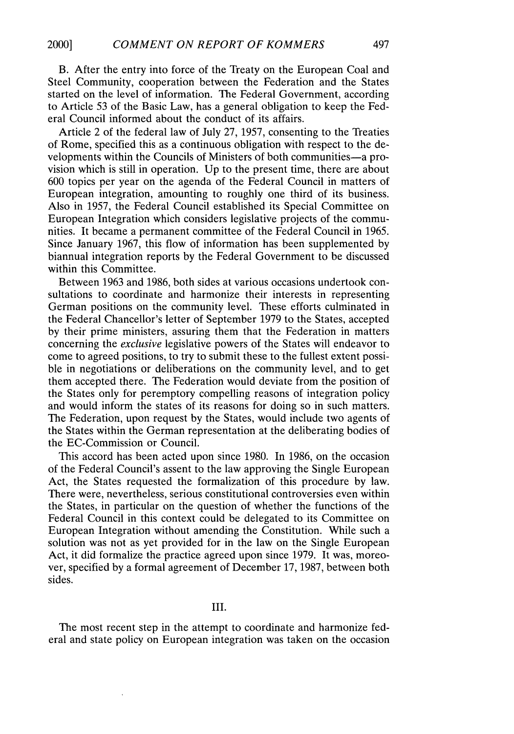B. After the entry into force of the Treaty on the European Coal and Steel Community, cooperation between the Federation and the States started on the level of information. The Federal Government, according to Article 53 of the Basic Law, has a general obligation to keep the Federal Council informed about the conduct of its affairs.

Article 2 of the federal law of July 27, 1957, consenting to the Treaties of Rome, specified this as a continuous obligation with respect to the developments within the Councils of Ministers of both communities—a provision which is still in operation. Up to the present time, there are about 600 topics per year on the agenda of the Federal Council in matters of European integration, amounting to roughly one third of its business. Also in 1957, the Federal Council established its Special Committee on European Integration which considers legislative projects of the communities. It became a permanent committee of the Federal Council in 1965. Since January 1967, this flow of information has been supplemented by biannual integration reports by the Federal Government to be discussed within this Committee.

Between 1963 and 1986, both sides at various occasions undertook consultations to coordinate and harmonize their interests in representing German positions on the community level. These efforts culminated in the Federal Chancellor's letter of September 1979 to the States, accepted by their prime ministers, assuring them that the Federation in matters concerning the *exclusive* legislative powers of the States will endeavor to come to agreed positions, to try to submit these to the fullest extent possible in negotiations or deliberations on the community level, and to get them accepted there. The Federation would deviate from the position of the States only for peremptory compelling reasons of integration policy and would inform the states of its reasons for doing so in such matters. The Federation, upon request by the States, would include two agents of the States within the German representation at the deliberating bodies of the EC-Commission or Council.

This accord has been acted upon since 1980. In 1986, on the occasion of the Federal Council's assent to the law approving the Single European Act, the States requested the formalization of this procedure by law. There were, nevertheless, serious constitutional controversies even within the States, in particular on the question of whether the functions of the Federal Council in this context could be delegated to its Committee on European Integration without amending the Constitution. While such a solution was not as yet provided for in the law on the Single European Act, it did formalize the practice agreed upon since 1979. It was, moreover, specified by a formal agreement of December 17, 1987, between both sides.

## III.

The most recent step in the attempt to coordinate and harmonize federal and state policy on European integration was taken on the occasion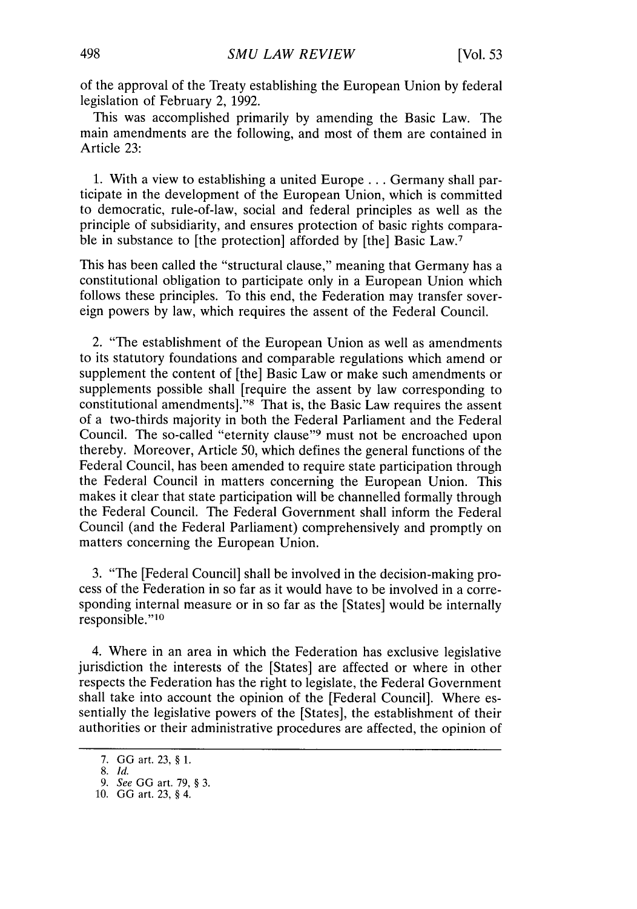of the approval of the Treaty establishing the European Union by federal legislation of February 2, 1992.

This was accomplished primarily by amending the Basic Law. The main amendments are the following, and most of them are contained in Article 23:

1. With a view to establishing a united Europe . . . Germany shall participate in the development of the European Union, which is committed to democratic, rule-of-law, social and federal principles as well as the principle of subsidiarity, and ensures protection of basic rights comparable in substance to [the protection] afforded by [the] Basic Law.[7]

This has been called the "structural clause," meaning that Germany has a constitutional obligation to participate only in a European Union which follows these principles. To this end, the Federation may transfer sovereign powers by law, which requires the assent of the Federal Council.

2. "The establishment of the European Union as well as amendments to its statutory foundations and comparable regulations which amend or supplement the content of [the] Basic Law or make such amendments or supplements possible shall [require the assent by law corresponding to constitutional amendments]."[8] That is, the Basic Law requires the assent of a two-thirds majority in both the Federal Parliament and the Federal Council. The so-called "eternity clause"[9] must not be encroached upon thereby. Moreover, Article 50, which defines the general functions of the Federal Council, has been amended to require state participation through the Federal Council in matters concerning the European Union. This makes it clear that state participation will be channelled formally through the Federal Council. The Federal Government shall inform the Federal Council (and the Federal Parliament) comprehensively and promptly on matters concerning the European Union.

3. "The [Federal Council] shall be involved in the decision-making process of the Federation in so far as it would have to be involved in a corresponding internal measure or in so far as the [States] would be internally responsible."[10]

4. Where in an area in which the Federation has exclusive legislative jurisdiction the interests of the [States] are affected or where in other respects the Federation has the right to legislate, the Federal Government shall take into account the opinion of the [Federal Council]. Where essentially the legislative powers of the [States], the establishment of their authorities or their administrative procedures are affected, the opinion of

---

7. GG art. 23, § 1.
8. *Id.*
9. *See* GG art. 79, § 3.
10. GG art. 23, § 4.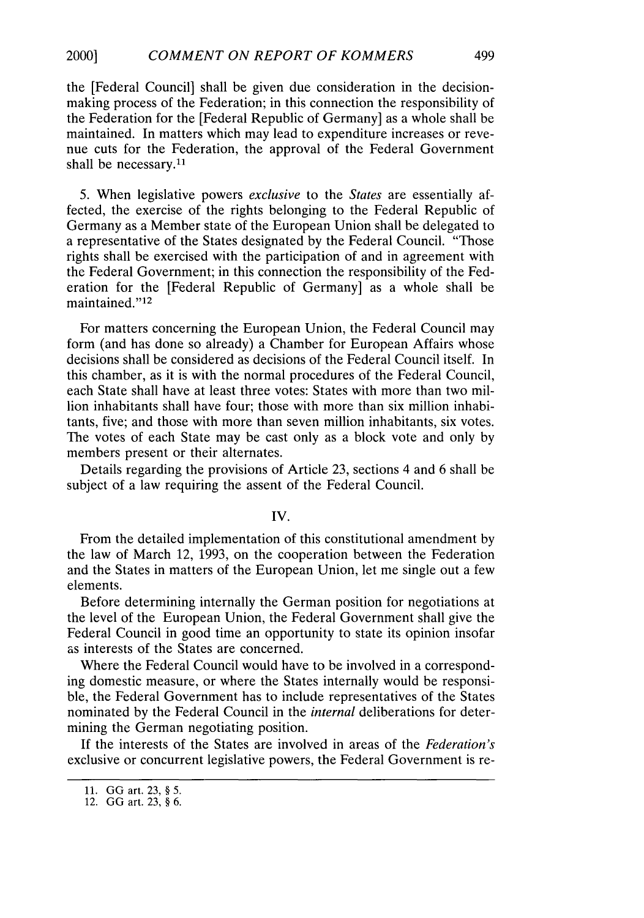the [Federal Council] shall be given due consideration in the decision-making process of the Federation; in this connection the responsibility of the Federation for the [Federal Republic of Germany] as a whole shall be maintained. In matters which may lead to expenditure increases or revenue cuts for the Federation, the approval of the Federal Government shall be necessary.[11]

5. When legislative powers *exclusive* to the *States* are essentially affected, the exercise of the rights belonging to the Federal Republic of Germany as a Member state of the European Union shall be delegated to a representative of the States designated by the Federal Council. "Those rights shall be exercised with the participation of and in agreement with the Federal Government; in this connection the responsibility of the Federation for the [Federal Republic of Germany] as a whole shall be maintained."[12]

For matters concerning the European Union, the Federal Council may form (and has done so already) a Chamber for European Affairs whose decisions shall be considered as decisions of the Federal Council itself. In this chamber, as it is with the normal procedures of the Federal Council, each State shall have at least three votes: States with more than two million inhabitants shall have four; those with more than six million inhabitants, five; and those with more than seven million inhabitants, six votes. The votes of each State may be cast only as a block vote and only by members present or their alternates.

Details regarding the provisions of Article 23, sections 4 and 6 shall be subject of a law requiring the assent of the Federal Council.

## IV.

From the detailed implementation of this constitutional amendment by the law of March 12, 1993, on the cooperation between the Federation and the States in matters of the European Union, let me single out a few elements.

Before determining internally the German position for negotiations at the level of the European Union, the Federal Government shall give the Federal Council in good time an opportunity to state its opinion insofar as interests of the States are concerned.

Where the Federal Council would have to be involved in a corresponding domestic measure, or where the States internally would be responsible, the Federal Government has to include representatives of the States nominated by the Federal Council in the *internal* deliberations for determining the German negotiating position.

If the interests of the States are involved in areas of the *Federation's* exclusive or concurrent legislative powers, the Federal Government is re-

---

11. GG art. 23, § 5.
12. GG art. 23, § 6.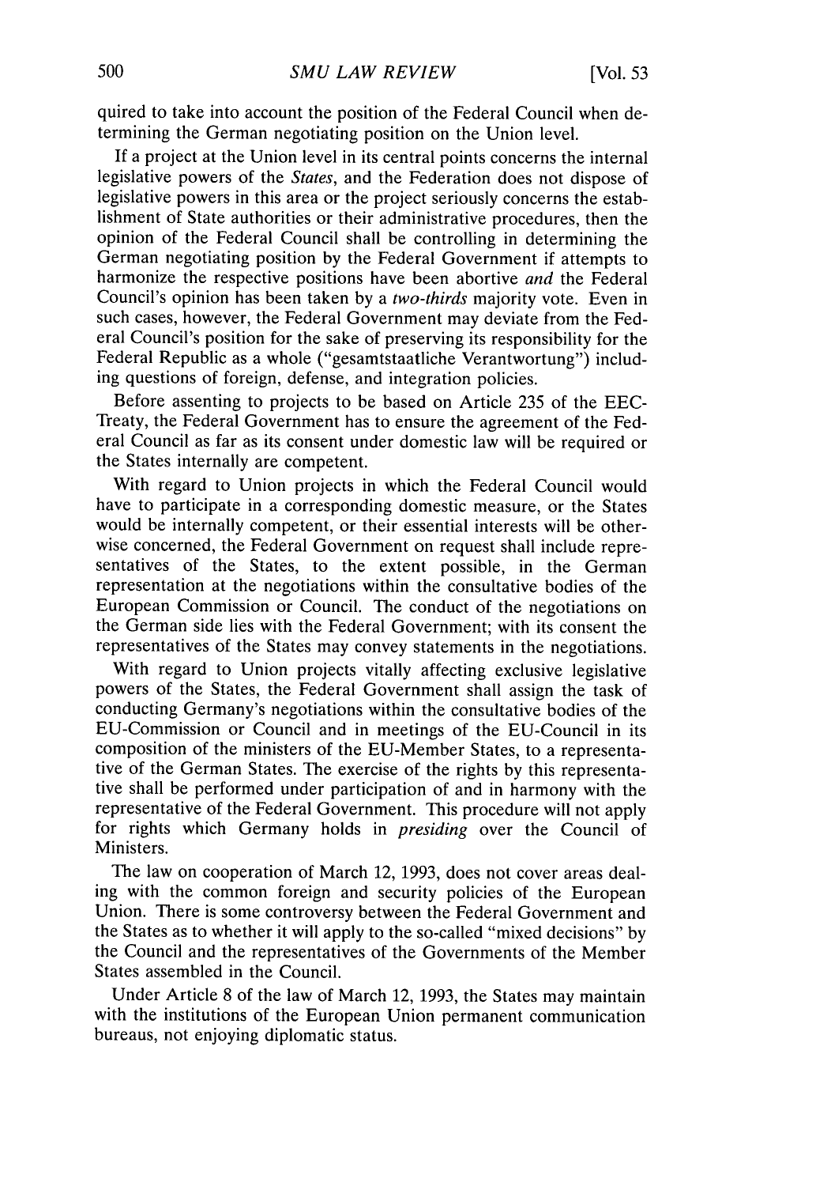quired to take into account the position of the Federal Council when determining the German negotiating position on the Union level.

If a project at the Union level in its central points concerns the internal legislative powers of the *States*, and the Federation does not dispose of legislative powers in this area or the project seriously concerns the establishment of State authorities or their administrative procedures, then the opinion of the Federal Council shall be controlling in determining the German negotiating position by the Federal Government if attempts to harmonize the respective positions have been abortive *and* the Federal Council's opinion has been taken by a *two-thirds* majority vote. Even in such cases, however, the Federal Government may deviate from the Federal Council's position for the sake of preserving its responsibility for the Federal Republic as a whole ("gesamtstaatliche Verantwortung") including questions of foreign, defense, and integration policies.

Before assenting to projects to be based on Article 235 of the EEC-Treaty, the Federal Government has to ensure the agreement of the Federal Council as far as its consent under domestic law will be required or the States internally are competent.

With regard to Union projects in which the Federal Council would have to participate in a corresponding domestic measure, or the States would be internally competent, or their essential interests will be otherwise concerned, the Federal Government on request shall include representatives of the States, to the extent possible, in the German representation at the negotiations within the consultative bodies of the European Commission or Council. The conduct of the negotiations on the German side lies with the Federal Government; with its consent the representatives of the States may convey statements in the negotiations.

With regard to Union projects vitally affecting exclusive legislative powers of the States, the Federal Government shall assign the task of conducting Germany's negotiations within the consultative bodies of the EU-Commission or Council and in meetings of the EU-Council in its composition of the ministers of the EU-Member States, to a representative of the German States. The exercise of the rights by this representative shall be performed under participation of and in harmony with the representative of the Federal Government. This procedure will not apply for rights which Germany holds in *presiding* over the Council of Ministers.

The law on cooperation of March 12, 1993, does not cover areas dealing with the common foreign and security policies of the European Union. There is some controversy between the Federal Government and the States as to whether it will apply to the so-called "mixed decisions" by the Council and the representatives of the Governments of the Member States assembled in the Council.

Under Article 8 of the law of March 12, 1993, the States may maintain with the institutions of the European Union permanent communication bureaus, not enjoying diplomatic status.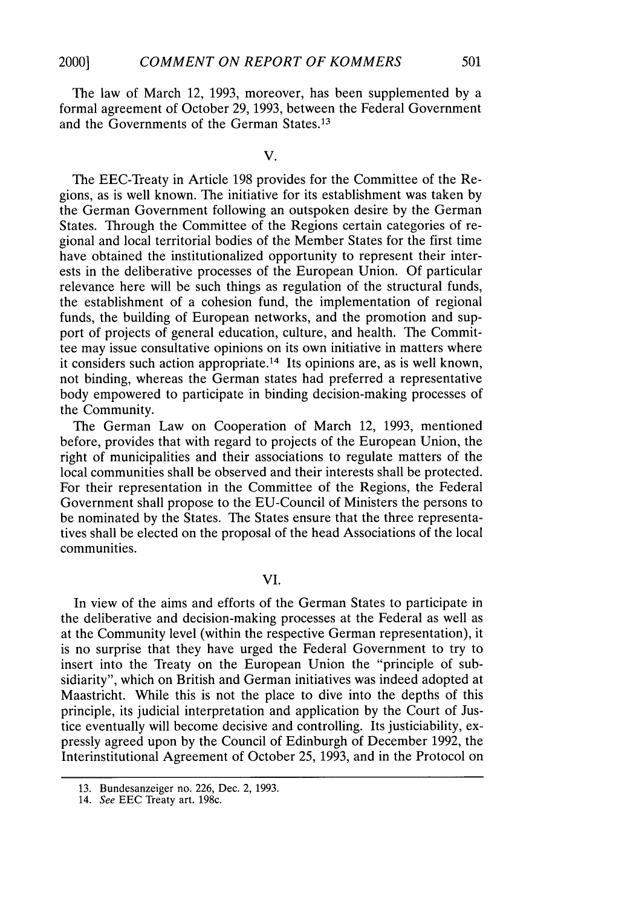The law of March 12, 1993, moreover, has been supplemented by a formal agreement of October 29, 1993, between the Federal Government and the Governments of the German States.[13]

V.

The EEC-Treaty in Article 198 provides for the Committee of the Regions, as is well known. The initiative for its establishment was taken by the German Government following an outspoken desire by the German States. Through the Committee of the Regions certain categories of regional and local territorial bodies of the Member States for the first time have obtained the institutionalized opportunity to represent their interests in the deliberative processes of the European Union. Of particular relevance here will be such things as regulation of the structural funds, the establishment of a cohesion fund, the implementation of regional funds, the building of European networks, and the promotion and support of projects of general education, culture, and health. The Committee may issue consultative opinions on its own initiative in matters where it considers such action appropriate.[14] Its opinions are, as is well known, not binding, whereas the German states had preferred a representative body empowered to participate in binding decision-making processes of the Community.

The German Law on Cooperation of March 12, 1993, mentioned before, provides that with regard to projects of the European Union, the right of municipalities and their associations to regulate matters of the local communities shall be observed and their interests shall be protected. For their representation in the Committee of the Regions, the Federal Government shall propose to the EU-Council of Ministers the persons to be nominated by the States. The States ensure that the three representatives shall be elected on the proposal of the head Associations of the local communities.

VI.

In view of the aims and efforts of the German States to participate in the deliberative and decision-making processes at the Federal as well as at the Community level (within the respective German representation), it is no surprise that they have urged the Federal Government to try to insert into the Treaty on the European Union the "principle of subsidiarity", which on British and German initiatives was indeed adopted at Maastricht. While this is not the place to dive into the depths of this principle, its judicial interpretation and application by the Court of Justice eventually will become decisive and controlling. Its justiciability, expressly agreed upon by the Council of Edinburgh of December 1992, the Interinstitutional Agreement of October 25, 1993, and in the Protocol on

---

13. Bundesanzeiger no. 226, Dec. 2, 1993.

14. *See* EEC Treaty art. 198c.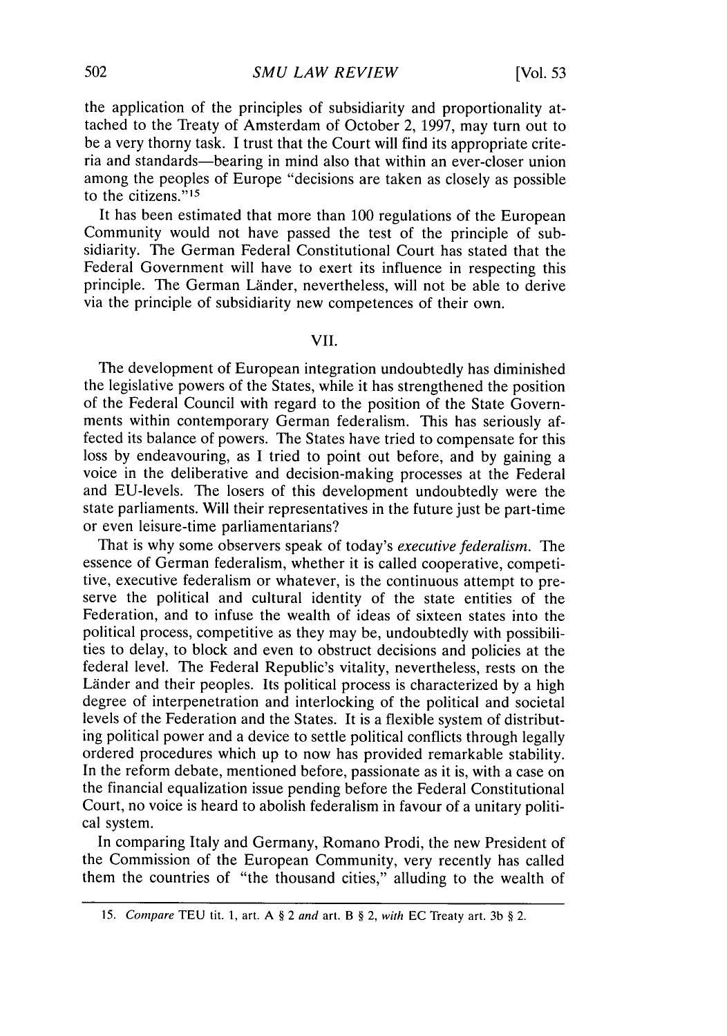the application of the principles of subsidiarity and proportionality attached to the Treaty of Amsterdam of October 2, 1997, may turn out to be a very thorny task. I trust that the Court will find its appropriate criteria and standards—bearing in mind also that within an ever-closer union among the peoples of Europe "decisions are taken as closely as possible to the citizens."[15]

It has been estimated that more than 100 regulations of the European Community would not have passed the test of the principle of subsidiarity. The German Federal Constitutional Court has stated that the Federal Government will have to exert its influence in respecting this principle. The German Länder, nevertheless, will not be able to derive via the principle of subsidiarity new competences of their own.

## VII.

The development of European integration undoubtedly has diminished the legislative powers of the States, while it has strengthened the position of the Federal Council with regard to the position of the State Governments within contemporary German federalism. This has seriously affected its balance of powers. The States have tried to compensate for this loss by endeavouring, as I tried to point out before, and by gaining a voice in the deliberative and decision-making processes at the Federal and EU-levels. The losers of this development undoubtedly were the state parliaments. Will their representatives in the future just be part-time or even leisure-time parliamentarians?

That is why some observers speak of today's *executive federalism*. The essence of German federalism, whether it is called cooperative, competitive, executive federalism or whatever, is the continuous attempt to preserve the political and cultural identity of the state entities of the Federation, and to infuse the wealth of ideas of sixteen states into the political process, competitive as they may be, undoubtedly with possibilities to delay, to block and even to obstruct decisions and policies at the federal level. The Federal Republic's vitality, nevertheless, rests on the Länder and their peoples. Its political process is characterized by a high degree of interpenetration and interlocking of the political and societal levels of the Federation and the States. It is a flexible system of distributing political power and a device to settle political conflicts through legally ordered procedures which up to now has provided remarkable stability. In the reform debate, mentioned before, passionate as it is, with a case on the financial equalization issue pending before the Federal Constitutional Court, no voice is heard to abolish federalism in favour of a unitary political system.

In comparing Italy and Germany, Romano Prodi, the new President of the Commission of the European Community, very recently has called them the countries of "the thousand cities," alluding to the wealth of

---

15. *Compare* TEU tit. 1, art. A § 2 *and* art. B § 2, *with* EC Treaty art. 3b § 2.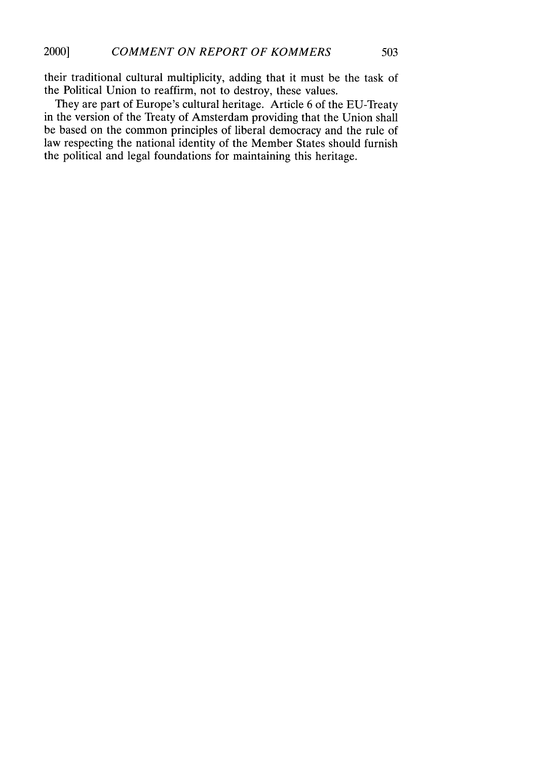their traditional cultural multiplicity, adding that it must be the task of the Political Union to reaffirm, not to destroy, these values.

They are part of Europe's cultural heritage. Article 6 of the EU-Treaty in the version of the Treaty of Amsterdam providing that the Union shall be based on the common principles of liberal democracy and the rule of law respecting the national identity of the Member States should furnish the political and legal foundations for maintaining this heritage.